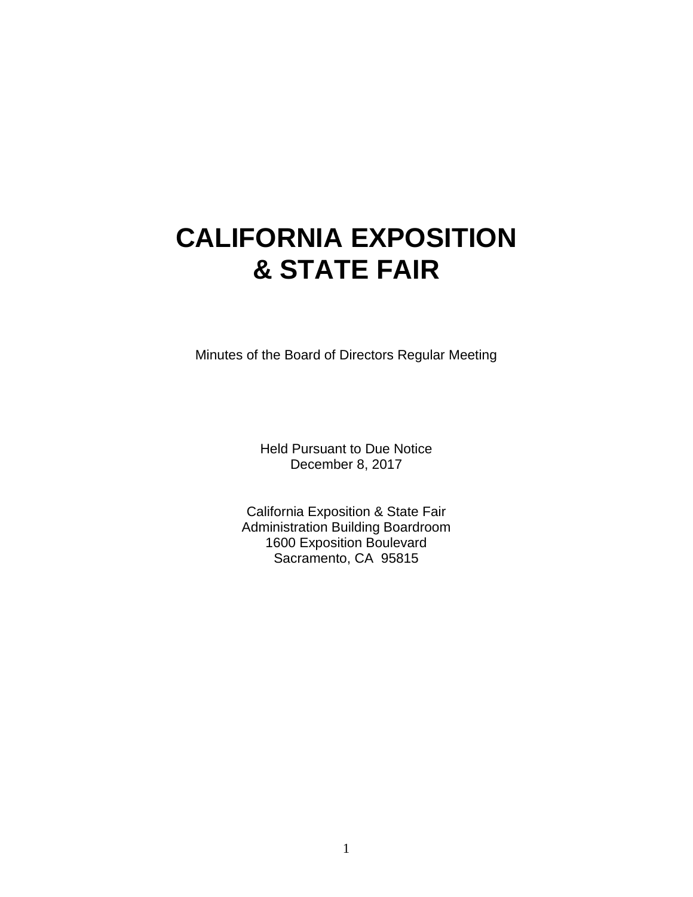# CALIFORNIA EXPOSITION & STATE FAIR

Minutes of the Board of Directors Regular Meeting

Held Pursuant to Due Notice
December 8, 2017

California Exposition & State Fair
Administration Building Boardroom
1600 Exposition Boulevard
Sacramento, CA 95815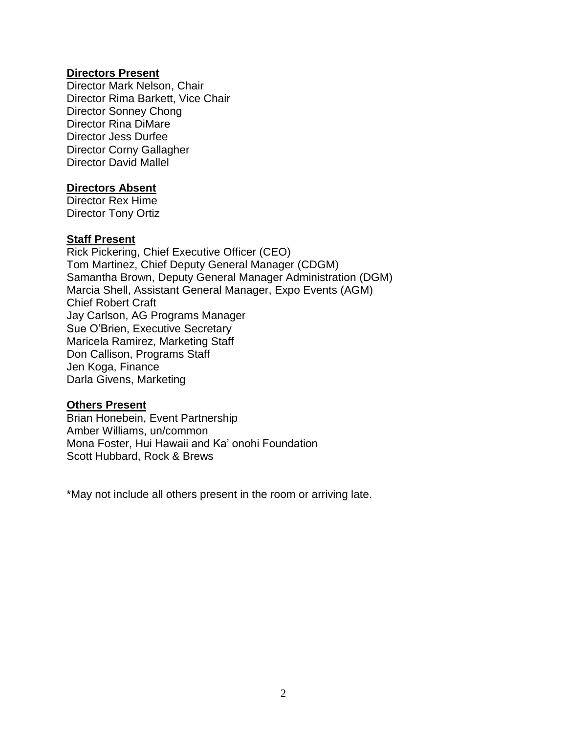**Directors Present**

Director Mark Nelson, Chair
Director Rima Barkett, Vice Chair
Director Sonney Chong
Director Rina DiMare
Director Jess Durfee
Director Corny Gallagher
Director David Mallel

**Directors Absent**

Director Rex Hime
Director Tony Ortiz

**Staff Present**

Rick Pickering, Chief Executive Officer (CEO)
Tom Martinez, Chief Deputy General Manager (CDGM)
Samantha Brown, Deputy General Manager Administration (DGM)
Marcia Shell, Assistant General Manager, Expo Events (AGM)
Chief Robert Craft
Jay Carlson, AG Programs Manager
Sue O'Brien, Executive Secretary
Maricela Ramirez, Marketing Staff
Don Callison, Programs Staff
Jen Koga, Finance
Darla Givens, Marketing

**Others Present**

Brian Honebein, Event Partnership
Amber Williams, un/common
Mona Foster, Hui Hawaii and Ka' onohi Foundation
Scott Hubbard, Rock & Brews

*May not include all others present in the room or arriving late.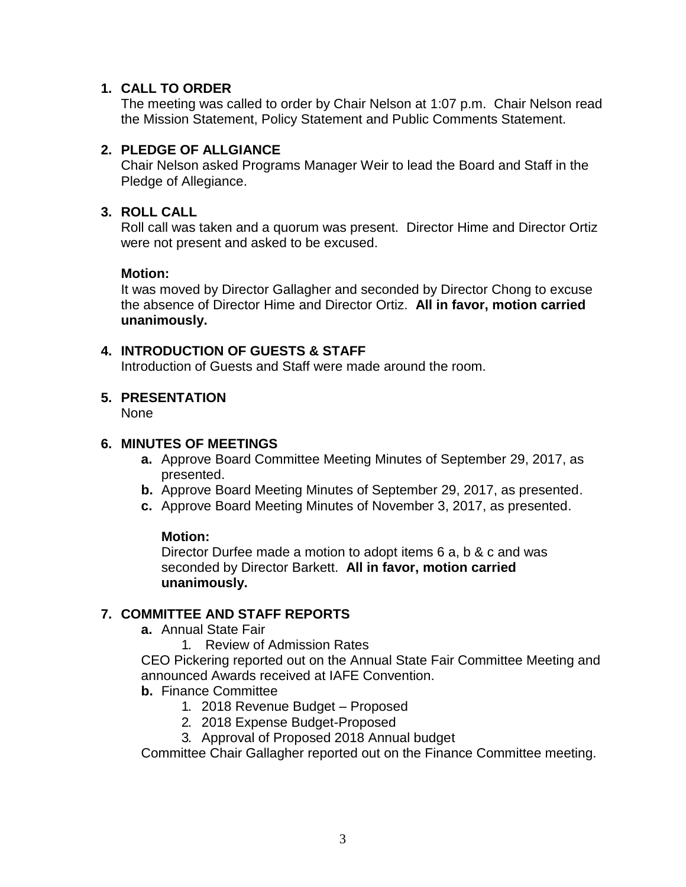1. **CALL TO ORDER**
   The meeting was called to order by Chair Nelson at 1:07 p.m. Chair Nelson read the Mission Statement, Policy Statement and Public Comments Statement.

2. **PLEDGE OF ALLGIANCE**
   Chair Nelson asked Programs Manager Weir to lead the Board and Staff in the Pledge of Allegiance.

3. **ROLL CALL**
   Roll call was taken and a quorum was present. Director Hime and Director Ortiz were not present and asked to be excused.

   **Motion:**
   It was moved by Director Gallagher and seconded by Director Chong to excuse the absence of Director Hime and Director Ortiz. **All in favor, motion carried unanimously.**

4. **INTRODUCTION OF GUESTS & STAFF**
   Introduction of Guests and Staff were made around the room.

5. **PRESENTATION**
   None

6. **MINUTES OF MEETINGS**
   - **a.** Approve Board Committee Meeting Minutes of September 29, 2017, as presented.
   - **b.** Approve Board Meeting Minutes of September 29, 2017, as presented.
   - **c.** Approve Board Meeting Minutes of November 3, 2017, as presented.

   **Motion:**
   Director Durfee made a motion to adopt items 6 a, b & c and was seconded by Director Barkett. **All in favor, motion carried unanimously.**

7. **COMMITTEE AND STAFF REPORTS**
   - **a.** Annual State Fair
     1. Review of Admission Rates

   CEO Pickering reported out on the Annual State Fair Committee Meeting and announced Awards received at IAFE Convention.

   - **b.** Finance Committee
     1. 2018 Revenue Budget – Proposed
     2. 2018 Expense Budget-Proposed
     3. Approval of Proposed 2018 Annual budget

   Committee Chair Gallagher reported out on the Finance Committee meeting.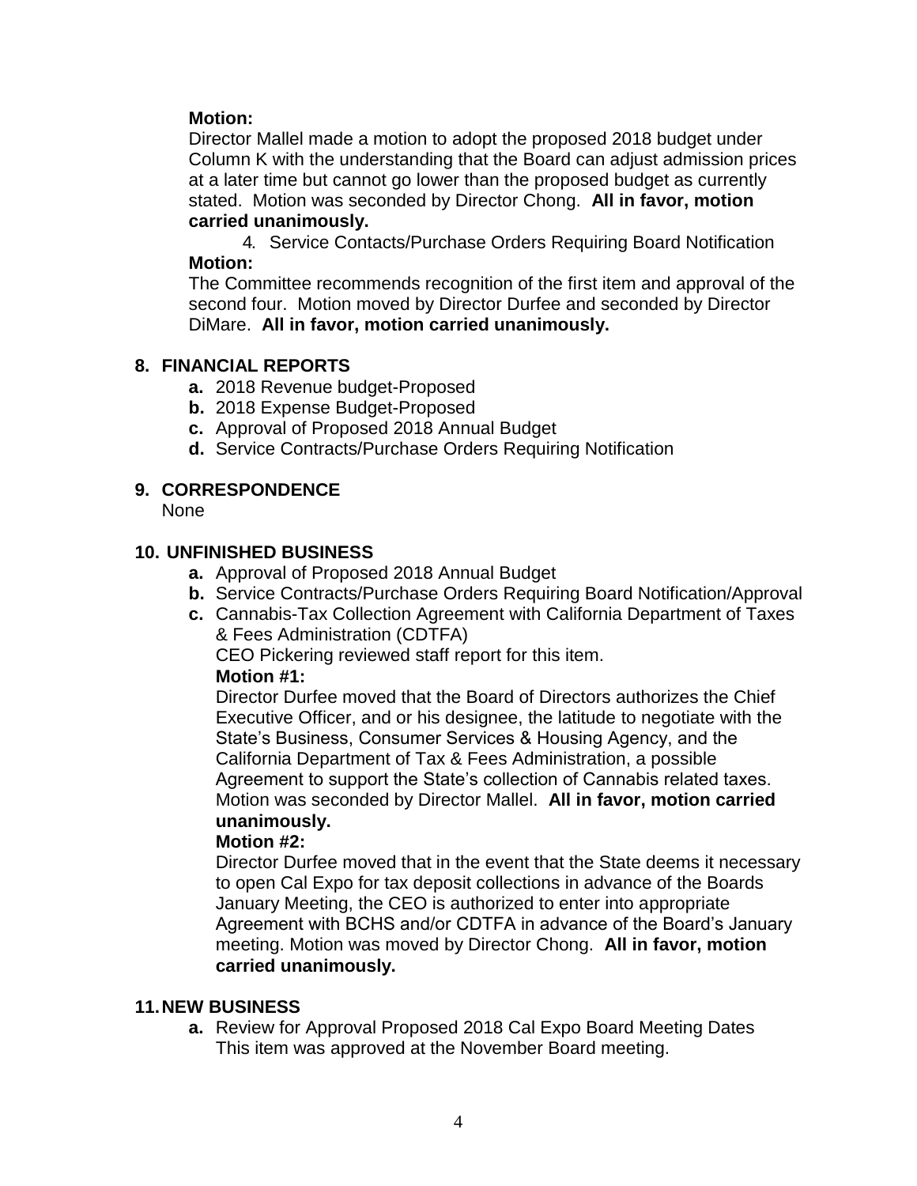**Motion:**

Director Mallel made a motion to adopt the proposed 2018 budget under Column K with the understanding that the Board can adjust admission prices at a later time but cannot go lower than the proposed budget as currently stated. Motion was seconded by Director Chong. **All in favor, motion carried unanimously.**

4. Service Contacts/Purchase Orders Requiring Board Notification

**Motion:**

The Committee recommends recognition of the first item and approval of the second four. Motion moved by Director Durfee and seconded by Director DiMare. **All in favor, motion carried unanimously.**

## 8. FINANCIAL REPORTS

- **a.** 2018 Revenue budget-Proposed
- **b.** 2018 Expense Budget-Proposed
- **c.** Approval of Proposed 2018 Annual Budget
- **d.** Service Contracts/Purchase Orders Requiring Notification

## 9. CORRESPONDENCE

None

## 10. UNFINISHED BUSINESS

- **a.** Approval of Proposed 2018 Annual Budget
- **b.** Service Contracts/Purchase Orders Requiring Board Notification/Approval
- **c.** Cannabis-Tax Collection Agreement with California Department of Taxes & Fees Administration (CDTFA)

  CEO Pickering reviewed staff report for this item.

  **Motion #1:**

  Director Durfee moved that the Board of Directors authorizes the Chief Executive Officer, and or his designee, the latitude to negotiate with the State's Business, Consumer Services & Housing Agency, and the California Department of Tax & Fees Administration, a possible Agreement to support the State's collection of Cannabis related taxes. Motion was seconded by Director Mallel. **All in favor, motion carried unanimously.**

  **Motion #2:**

  Director Durfee moved that in the event that the State deems it necessary to open Cal Expo for tax deposit collections in advance of the Boards January Meeting, the CEO is authorized to enter into appropriate Agreement with BCHS and/or CDTFA in advance of the Board's January meeting. Motion was moved by Director Chong. **All in favor, motion carried unanimously.**

## 11. NEW BUSINESS

- **a.** Review for Approval Proposed 2018 Cal Expo Board Meeting Dates

  This item was approved at the November Board meeting.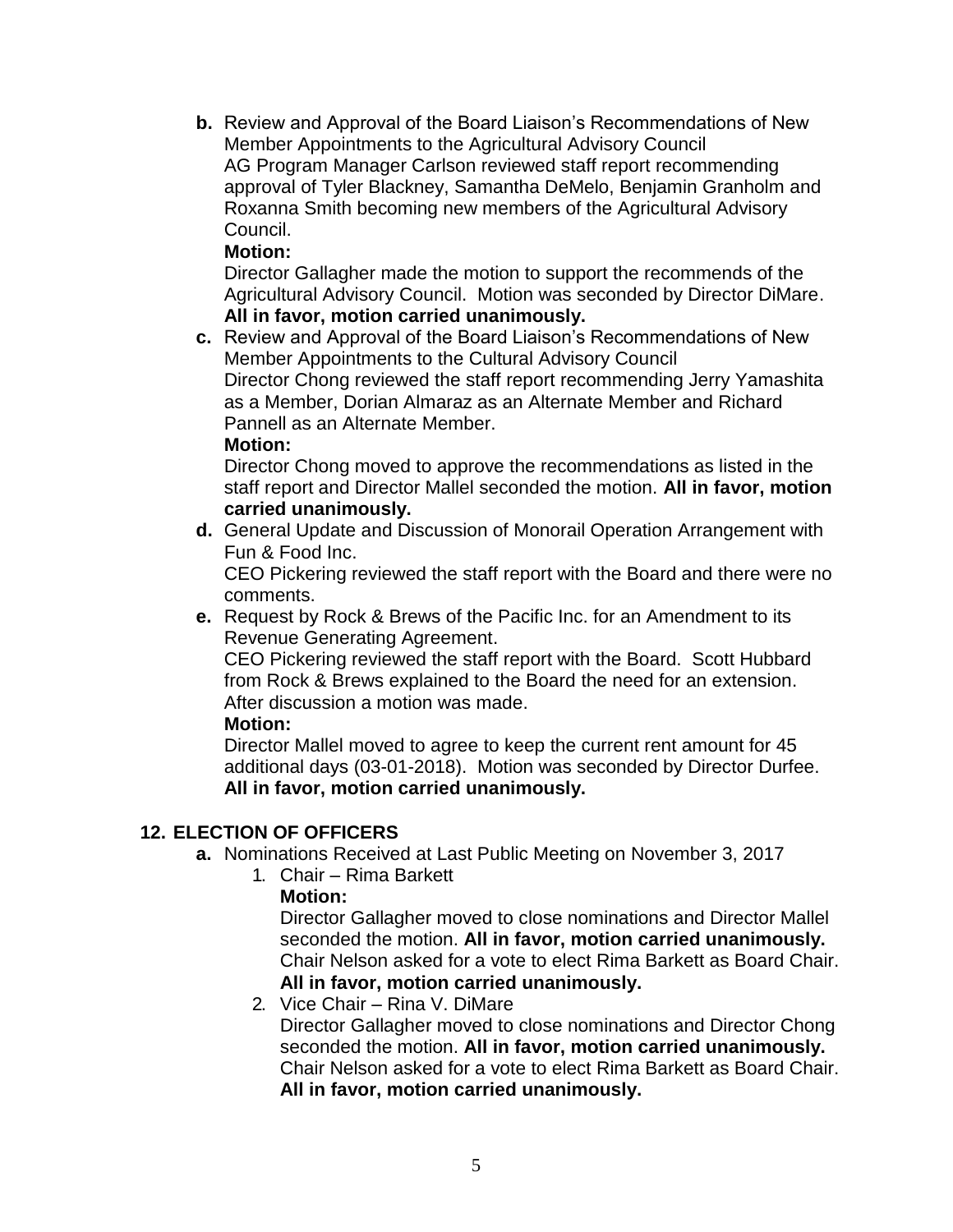**b.** Review and Approval of the Board Liaison's Recommendations of New Member Appointments to the Agricultural Advisory Council
AG Program Manager Carlson reviewed staff report recommending approval of Tyler Blackney, Samantha DeMelo, Benjamin Granholm and Roxanna Smith becoming new members of the Agricultural Advisory Council.
**Motion:**
Director Gallagher made the motion to support the recommends of the Agricultural Advisory Council. Motion was seconded by Director DiMare. **All in favor, motion carried unanimously.**

**c.** Review and Approval of the Board Liaison's Recommendations of New Member Appointments to the Cultural Advisory Council
Director Chong reviewed the staff report recommending Jerry Yamashita as a Member, Dorian Almaraz as an Alternate Member and Richard Pannell as an Alternate Member.
**Motion:**
Director Chong moved to approve the recommendations as listed in the staff report and Director Mallel seconded the motion. **All in favor, motion carried unanimously.**

**d.** General Update and Discussion of Monorail Operation Arrangement with Fun & Food Inc.
CEO Pickering reviewed the staff report with the Board and there were no comments.

**e.** Request by Rock & Brews of the Pacific Inc. for an Amendment to its Revenue Generating Agreement.
CEO Pickering reviewed the staff report with the Board. Scott Hubbard from Rock & Brews explained to the Board the need for an extension. After discussion a motion was made.
**Motion:**
Director Mallel moved to agree to keep the current rent amount for 45 additional days (03-01-2018). Motion was seconded by Director Durfee. **All in favor, motion carried unanimously.**

## 12. ELECTION OF OFFICERS

**a.** Nominations Received at Last Public Meeting on November 3, 2017

1. Chair – Rima Barkett
   **Motion:**
   Director Gallagher moved to close nominations and Director Mallel seconded the motion. **All in favor, motion carried unanimously.** Chair Nelson asked for a vote to elect Rima Barkett as Board Chair. **All in favor, motion carried unanimously.**
2. Vice Chair – Rina V. DiMare
   Director Gallagher moved to close nominations and Director Chong seconded the motion. **All in favor, motion carried unanimously.** Chair Nelson asked for a vote to elect Rima Barkett as Board Chair. **All in favor, motion carried unanimously.**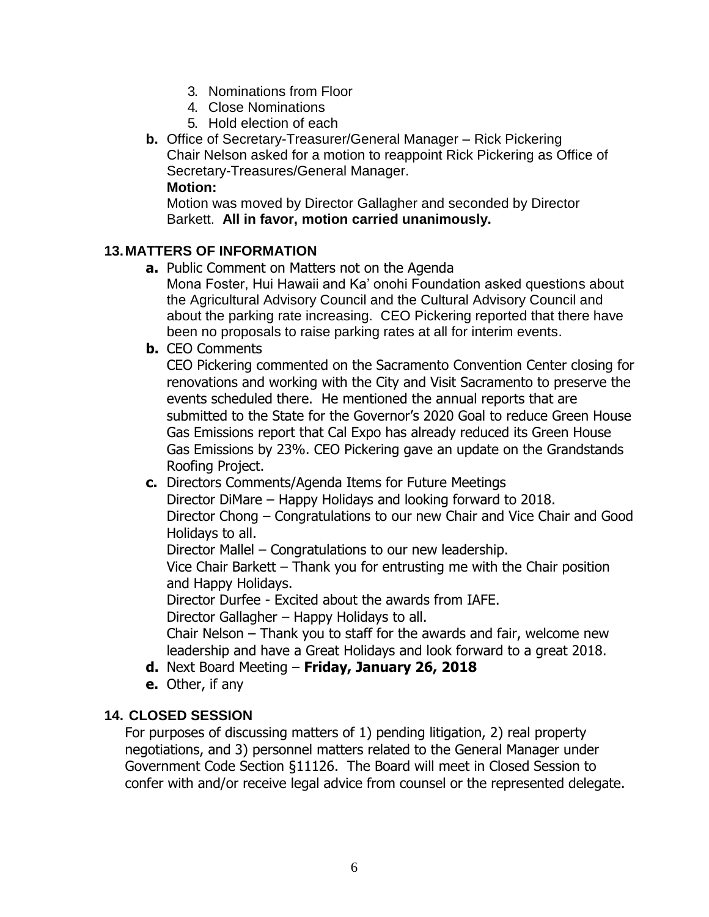3. Nominations from Floor
4. Close Nominations
5. Hold election of each

**b.** Office of Secretary-Treasurer/General Manager – Rick Pickering
Chair Nelson asked for a motion to reappoint Rick Pickering as Office of Secretary-Treasures/General Manager.
**Motion:**
Motion was moved by Director Gallagher and seconded by Director Barkett. **All in favor, motion carried unanimously.**

## 13. MATTERS OF INFORMATION

**a.** Public Comment on Matters not on the Agenda
Mona Foster, Hui Hawaii and Ka' onohi Foundation asked questions about the Agricultural Advisory Council and the Cultural Advisory Council and about the parking rate increasing. CEO Pickering reported that there have been no proposals to raise parking rates at all for interim events.

**b.** CEO Comments
CEO Pickering commented on the Sacramento Convention Center closing for renovations and working with the City and Visit Sacramento to preserve the events scheduled there. He mentioned the annual reports that are submitted to the State for the Governor's 2020 Goal to reduce Green House Gas Emissions report that Cal Expo has already reduced its Green House Gas Emissions by 23%. CEO Pickering gave an update on the Grandstands Roofing Project.

**c.** Directors Comments/Agenda Items for Future Meetings
Director DiMare – Happy Holidays and looking forward to 2018.
Director Chong – Congratulations to our new Chair and Vice Chair and Good Holidays to all.
Director Mallel – Congratulations to our new leadership.
Vice Chair Barkett – Thank you for entrusting me with the Chair position and Happy Holidays.
Director Durfee - Excited about the awards from IAFE.
Director Gallagher – Happy Holidays to all.
Chair Nelson – Thank you to staff for the awards and fair, welcome new leadership and have a Great Holidays and look forward to a great 2018.

**d.** Next Board Meeting – **Friday, January 26, 2018**

**e.** Other, if any

## 14. CLOSED SESSION

For purposes of discussing matters of 1) pending litigation, 2) real property negotiations, and 3) personnel matters related to the General Manager under Government Code Section §11126. The Board will meet in Closed Session to confer with and/or receive legal advice from counsel or the represented delegate.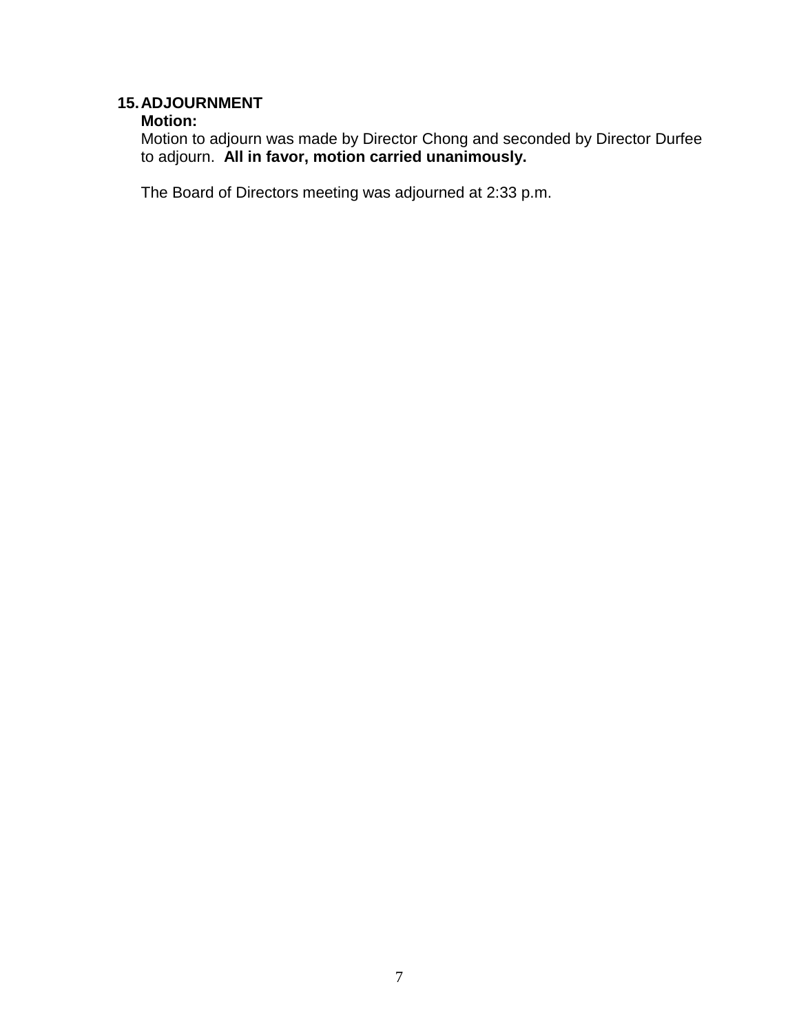**15. ADJOURNMENT**

**Motion:**

Motion to adjourn was made by Director Chong and seconded by Director Durfee to adjourn. **All in favor, motion carried unanimously.**

The Board of Directors meeting was adjourned at 2:33 p.m.